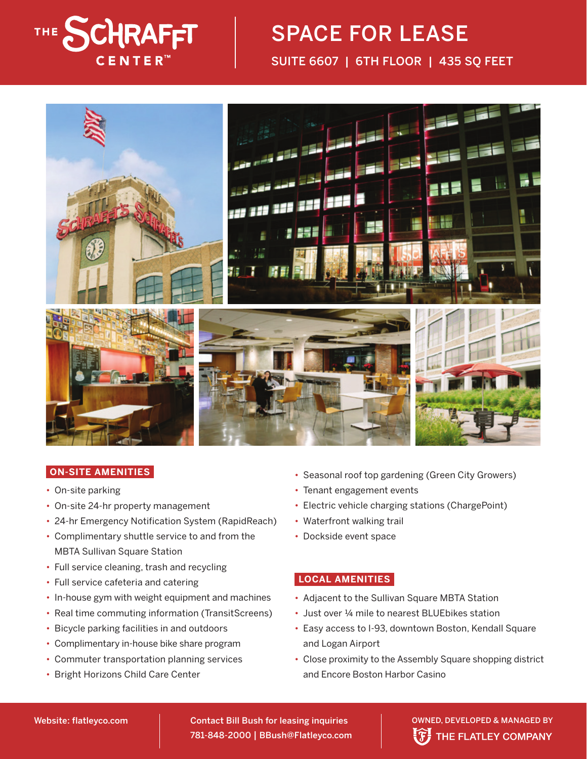# THE SCHRAFFT CENTER™

## SPACE FOR LEASE

SUITE 6607 | 6TH FLOOR | 435 SQ FEET

### ON-SITE AMENITIES

- On-site parking
- On-site 24-hr property management
- 24-hr Emergency Notification System (RapidReach)
- Complimentary shuttle service to and from the MBTA Sullivan Square Station
- Full service cleaning, trash and recycling
- Full service cafeteria and catering
- In-house gym with weight equipment and machines
- Real time commuting information (TransitScreens)
- Bicycle parking facilities in and outdoors
- Complimentary in-house bike share program
- Commuter transportation planning services
- Bright Horizons Child Care Center
- Seasonal roof top gardening (Green City Growers)
- Tenant engagement events
- Electric vehicle charging stations (ChargePoint)
- Waterfront walking trail
- Dockside event space

### LOCAL AMENITIES

- Adjacent to the Sullivan Square MBTA Station
- Just over ¼ mile to nearest BLUEbikes station
- Easy access to I-93, downtown Boston, Kendall Square and Logan Airport
- Close proximity to the Assembly Square shopping district and Encore Boston Harbor Casino

Website: flatleyco.com

Contact Bill Bush for leasing inquiries
781-848-2000 | BBush@Flatleyco.com

OWNED, DEVELOPED & MANAGED BY THE FLATLEY COMPANY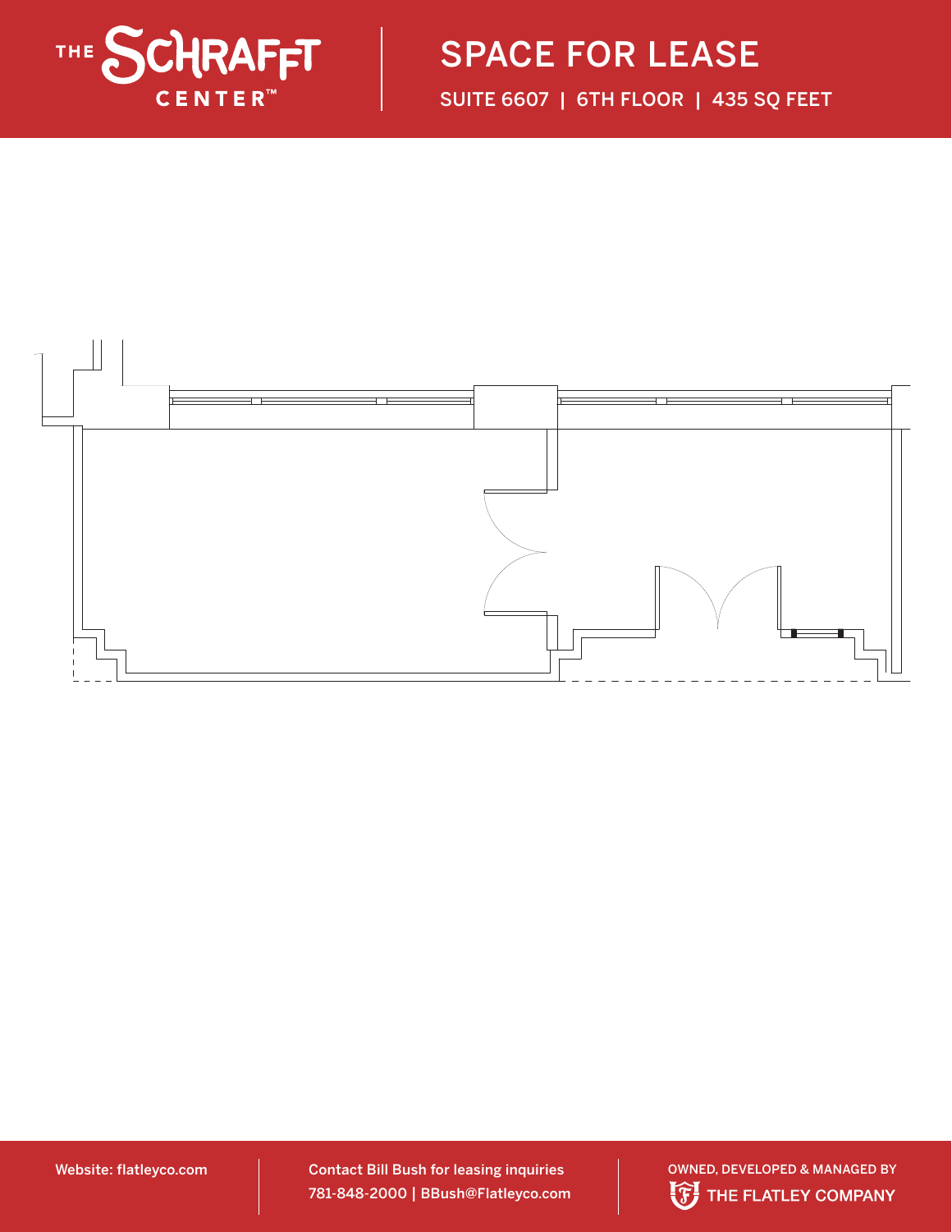THE SCHRAFFT CENTER™

# SPACE FOR LEASE

SUITE 6607 | 6TH FLOOR | 435 SQ FEET

Website: flatleyco.com

Contact Bill Bush for leasing inquiries
781-848-2000 | BBush@Flatleyco.com

OWNED, DEVELOPED & MANAGED BY
THE FLATLEY COMPANY